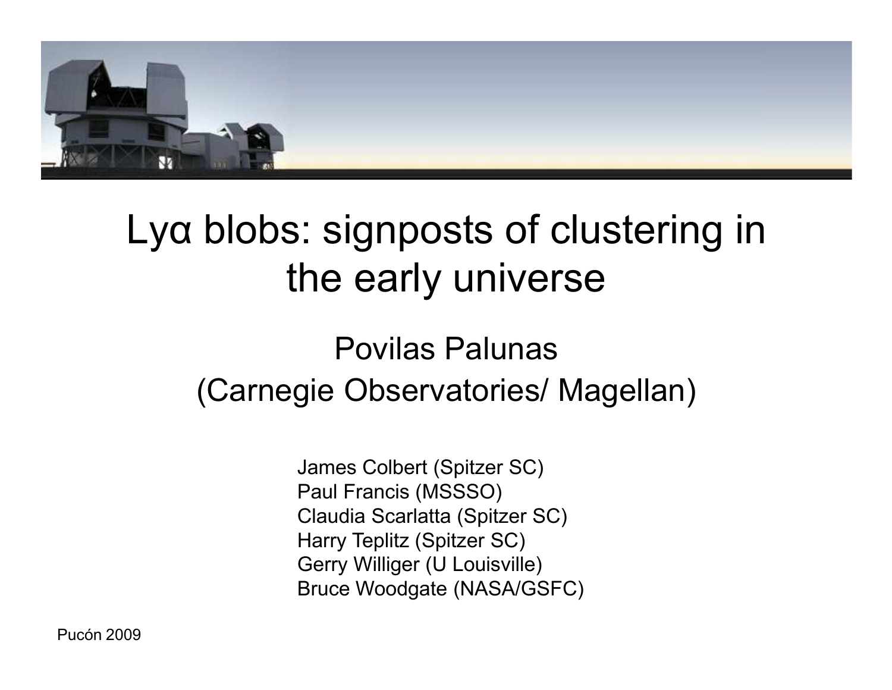# Lyα blobs: signposts of clustering in the early universe

## Povilas Palunas
## (Carnegie Observatories/ Magellan)

James Colbert (Spitzer SC)
Paul Francis (MSSSO)
Claudia Scarlatta (Spitzer SC)
Harry Teplitz (Spitzer SC)
Gerry Williger (U Louisville)
Bruce Woodgate (NASA/GSFC)

Pucón 2009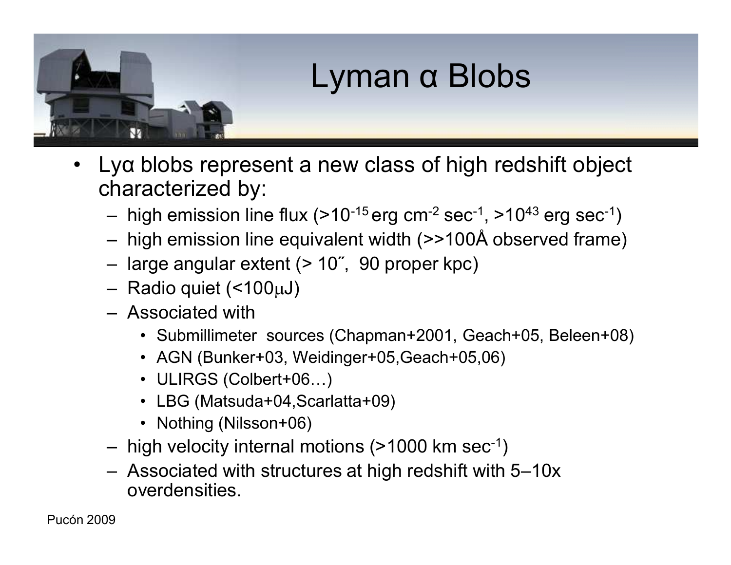# Lyman α Blobs

- Lyα blobs represent a new class of high redshift object characterized by:
  - high emission line flux (>$10^{-15}$ erg cm$^{-2}$ sec$^{-1}$, >$10^{43}$ erg sec$^{-1}$)
  - high emission line equivalent width (>>100Å observed frame)
  - large angular extent (> 10˝, 90 proper kpc)
  - Radio quiet (<100μJ)
  - Associated with
    - Submillimeter sources (Chapman+2001, Geach+05, Beleen+08)
    - AGN (Bunker+03, Weidinger+05,Geach+05,06)
    - ULIRGS (Colbert+06…)
    - LBG (Matsuda+04,Scarlatta+09)
    - Nothing (Nilsson+06)
  - high velocity internal motions (>1000 km sec$^{-1}$)
  - Associated with structures at high redshift with 5–10x overdensities.

Pucón 2009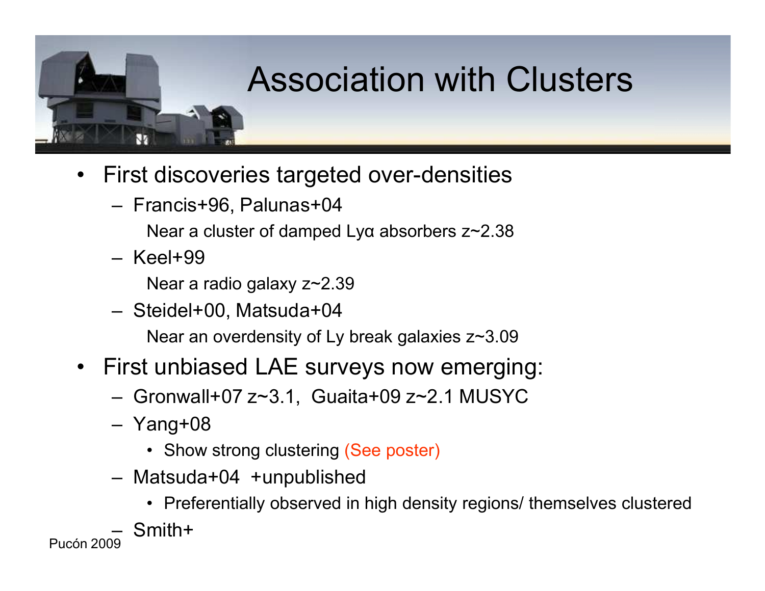# Association with Clusters

- First discoveries targeted over-densities
  - Francis+96, Palunas+04
    
    Near a cluster of damped Lyα absorbers z~2.38
  - Keel+99
    
    Near a radio galaxy z~2.39
  - Steidel+00, Matsuda+04
    
    Near an overdensity of Ly break galaxies z~3.09
- First unbiased LAE surveys now emerging:
  - Gronwall+07 z~3.1, Guaita+09 z~2.1 MUSYC
  - Yang+08
    - Show strong clustering (See poster)
  - Matsuda+04 +unpublished
    - Preferentially observed in high density regions/ themselves clustered
  - Smith+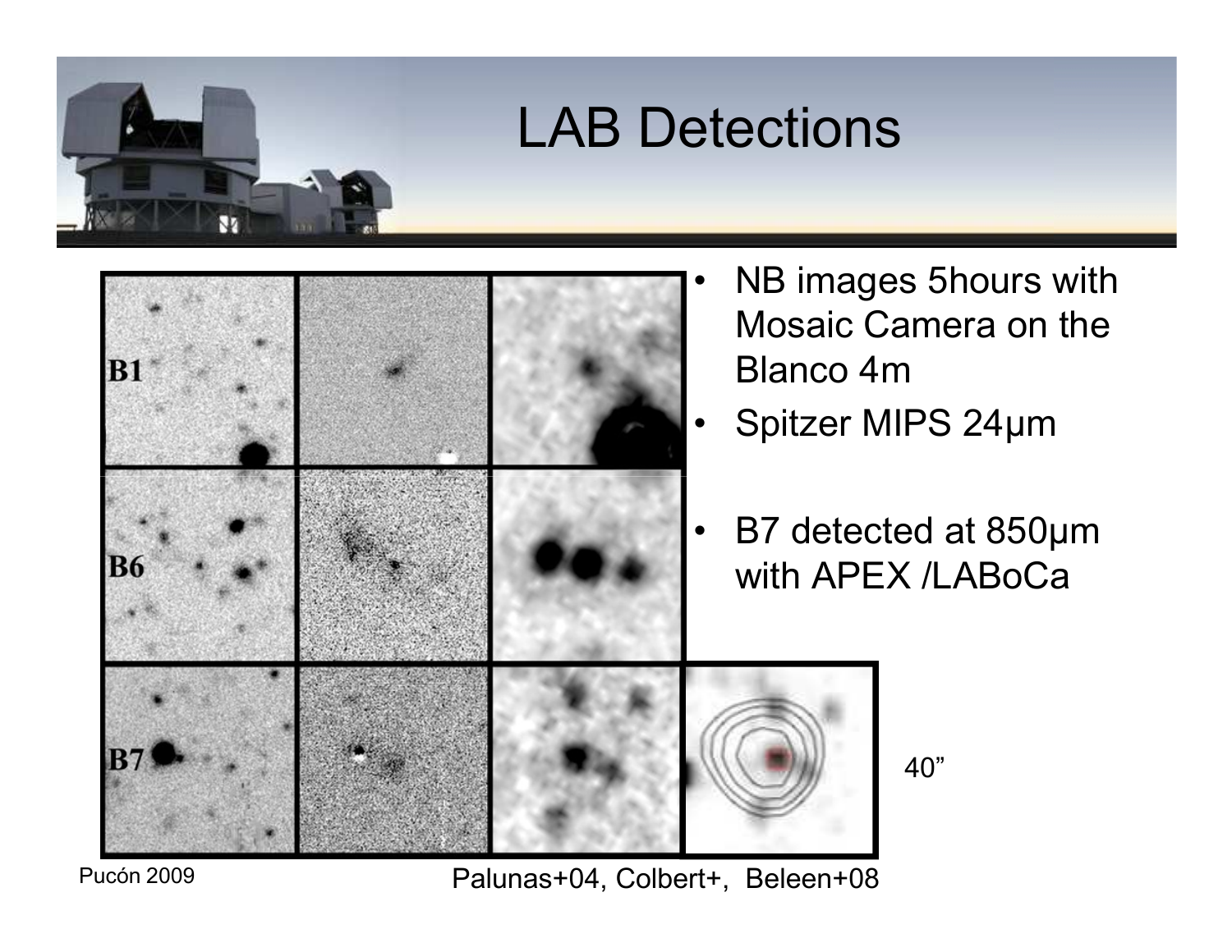# LAB Detections

- NB images 5hours with Mosaic Camera on the Blanco 4m
- Spitzer MIPS 24μm
- B7 detected at 850μm with APEX /LABoCa

Palunas+04, Colbert+, Beleen+08

Pucón 2009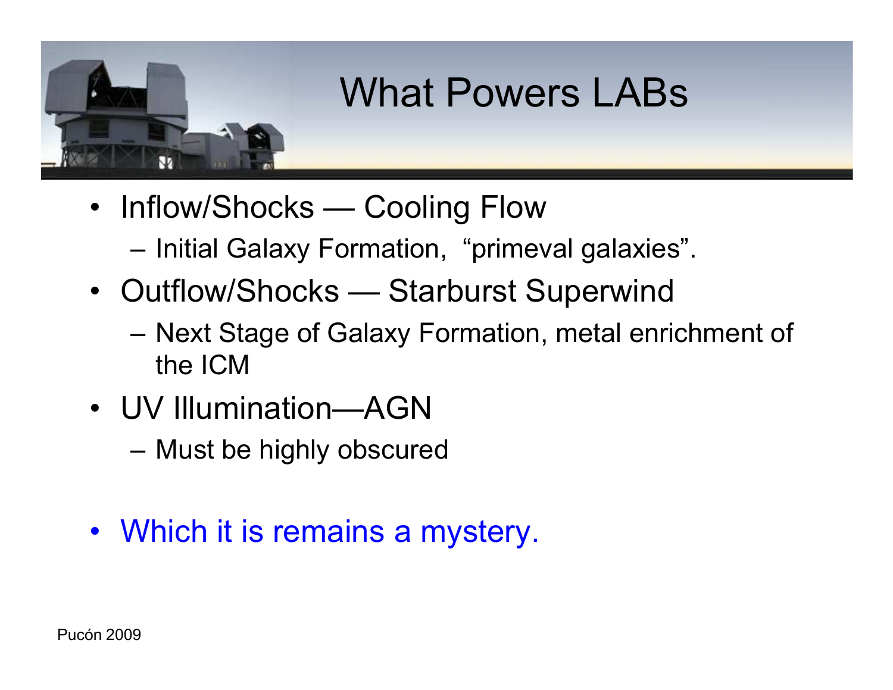# What Powers LABs

- Inflow/Shocks — Cooling Flow
  - Initial Galaxy Formation, “primeval galaxies”.
- Outflow/Shocks — Starburst Superwind
  - Next Stage of Galaxy Formation, metal enrichment of the ICM
- UV Illumination—AGN
  - Must be highly obscured

- Which it is remains a mystery.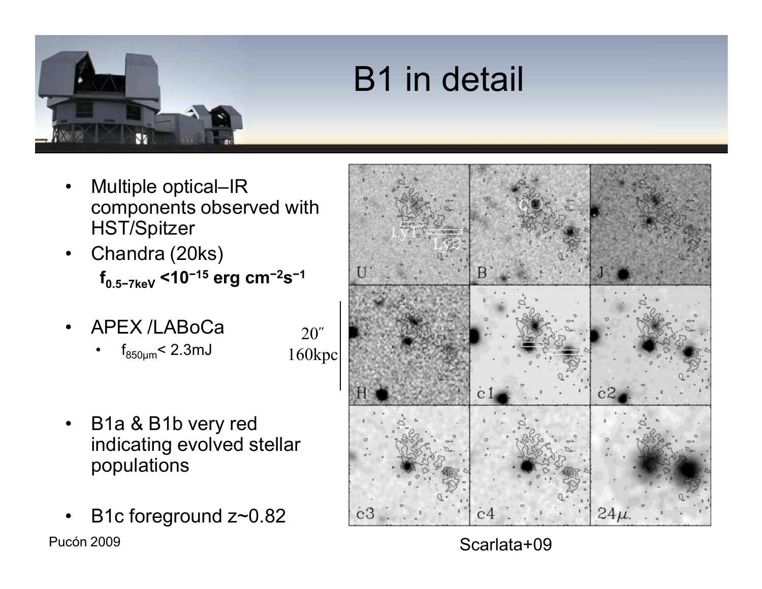# B1 in detail

- Multiple optical–IR components observed with HST/Spitzer
- Chandra (20ks)
  **$f_{0.5-7keV}$ <$10^{-15}$ erg $cm^{-2}s^{-1}$**
- APEX /LABoCa
  - $f_{850\mu m}$< 2.3mJ
- B1a & B1b very red indicating evolved stellar populations
- B1c foreground z~0.82

20″
160kpc

Scarlata+09

Pucón 2009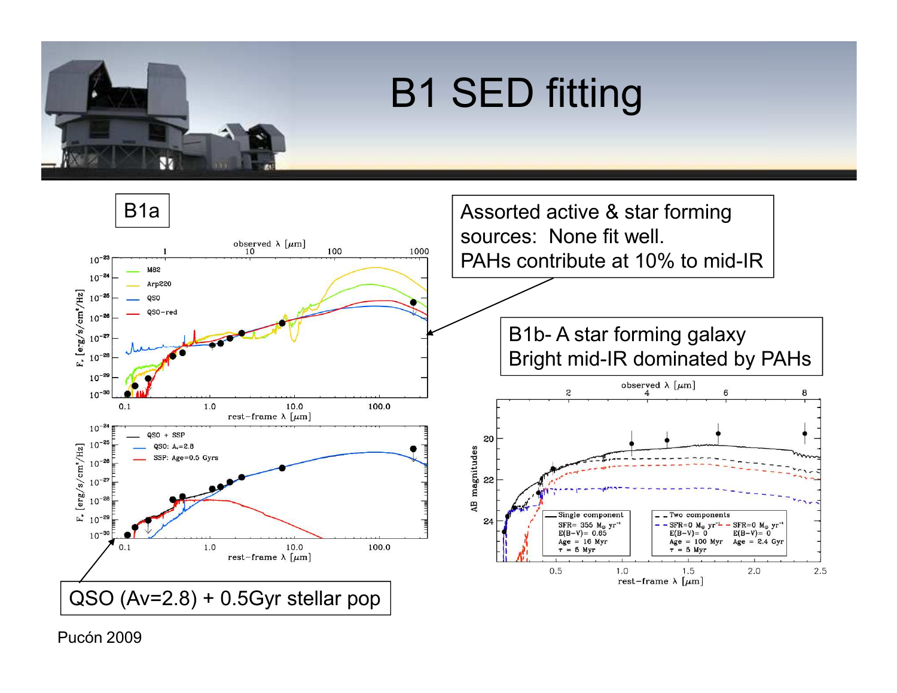# B1 SED fitting

## B1a

Assorted active & star forming sources: None fit well.
PAHs contribute at 10% to mid-IR

QSO (Av=2.8) + 0.5Gyr stellar pop

## B1b- A star forming galaxy

Bright mid-IR dominated by PAHs

Pucón 2009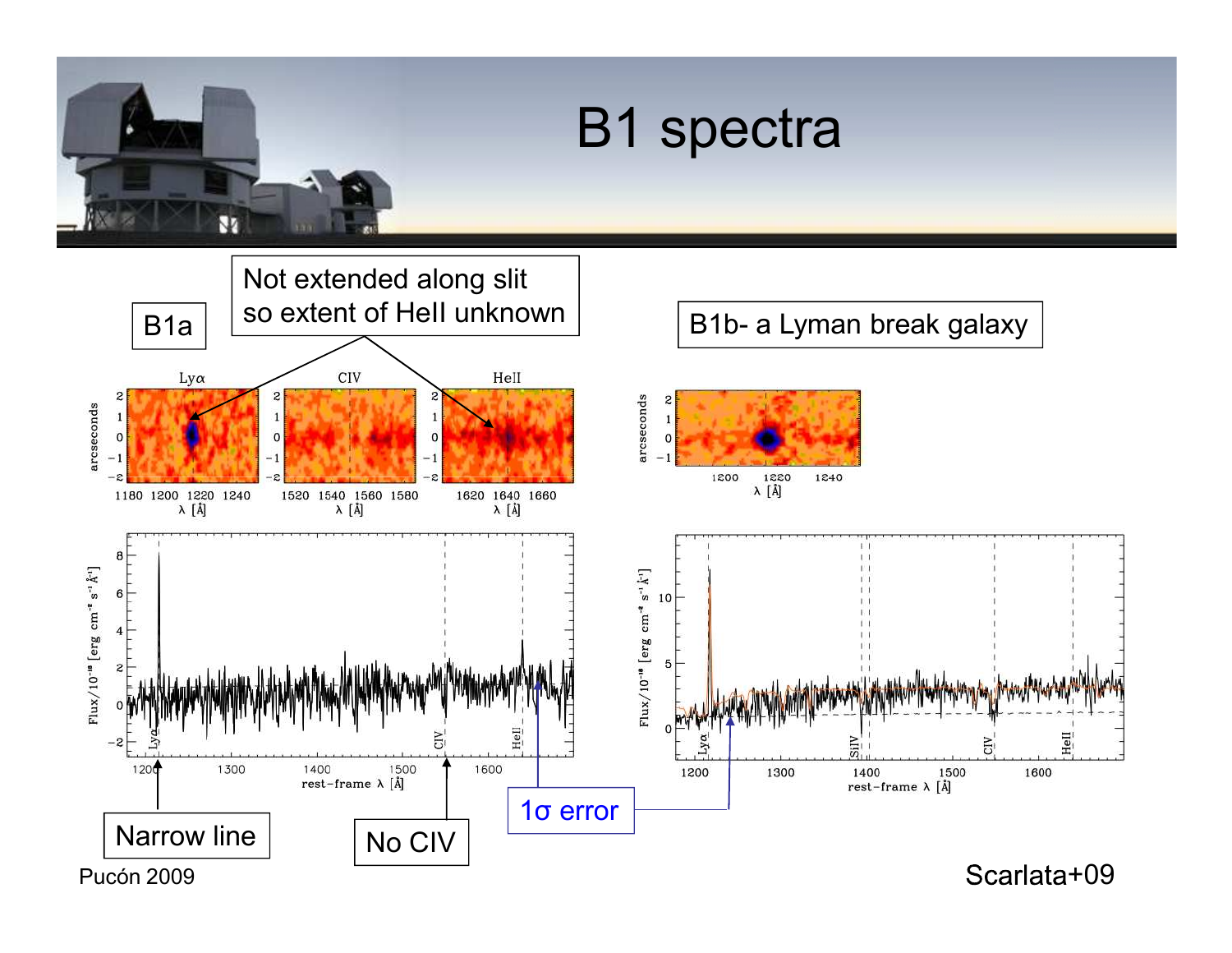# B1 spectra

B1a

Not extended along slit so extent of HeII unknown

B1b- a Lyman break galaxy

Narrow line

No CIV

1σ error

Pucón 2009

Scarlata+09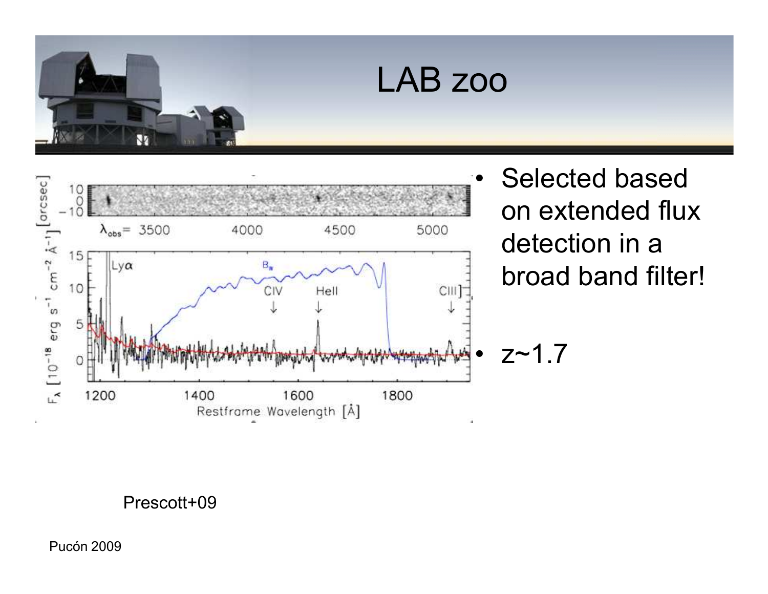# LAB zoo

- Selected based on extended flux detection in a broad band filter!
- z~1.7

Prescott+09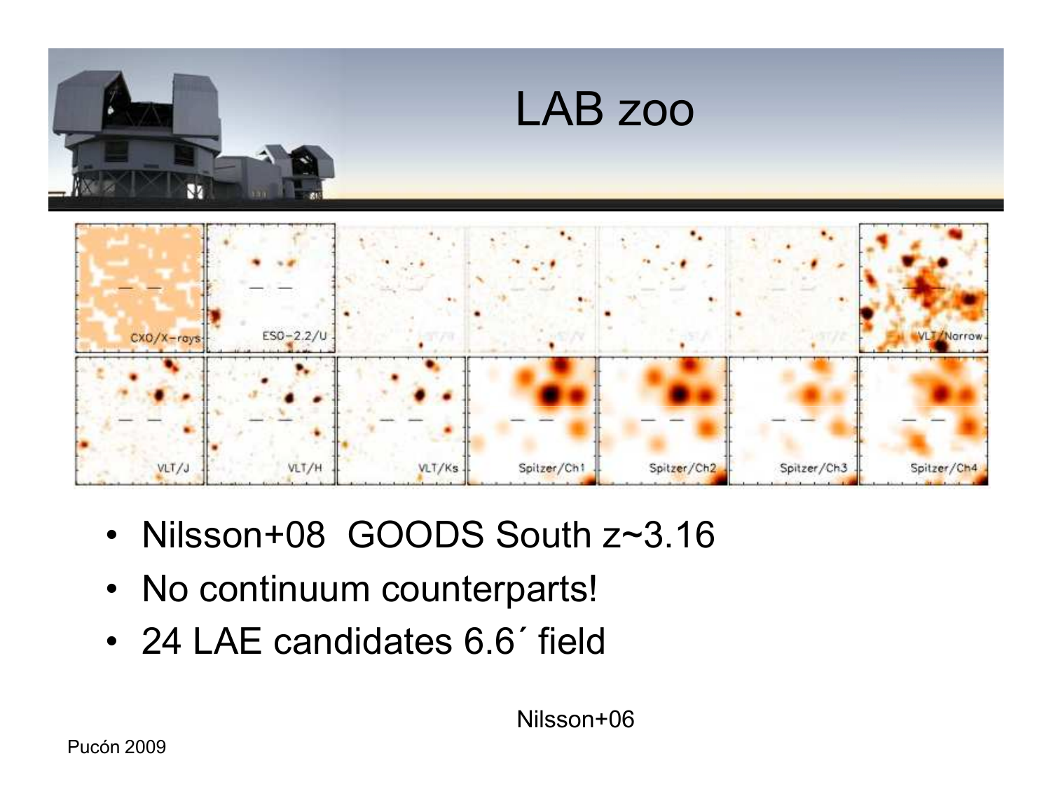# LAB zoo

- Nilsson+08 GOODS South z~3.16
- No continuum counterparts!
- 24 LAE candidates 6.6´ field

Nilsson+06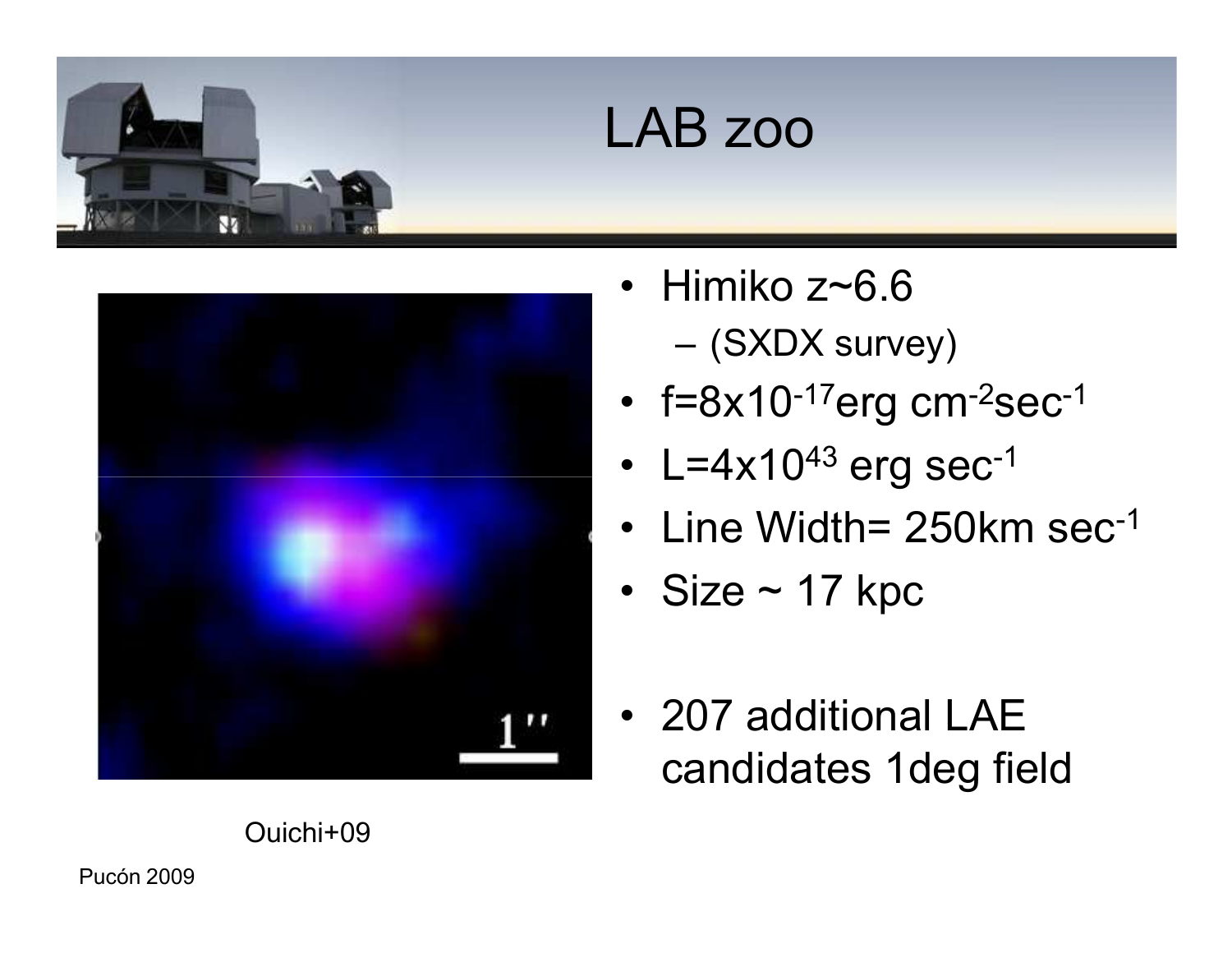# LAB zoo

- Himiko z~6.6
  - (SXDX survey)
- $f=8\times10^{-17}$ erg $cm^{-2}sec^{-1}$
- $L=4\times10^{43}$ erg $sec^{-1}$
- Line Width= 250km $sec^{-1}$
- Size ~ 17 kpc
- 207 additional LAE candidates 1deg field

Ouichi+09

Pucón 2009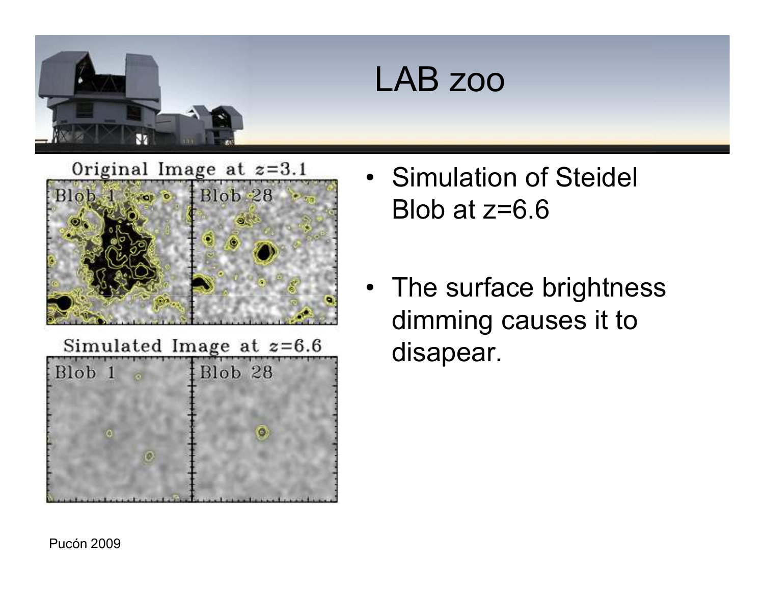# LAB zoo

- Simulation of Steidel Blob at z=6.6
- The surface brightness dimming causes it to disapear.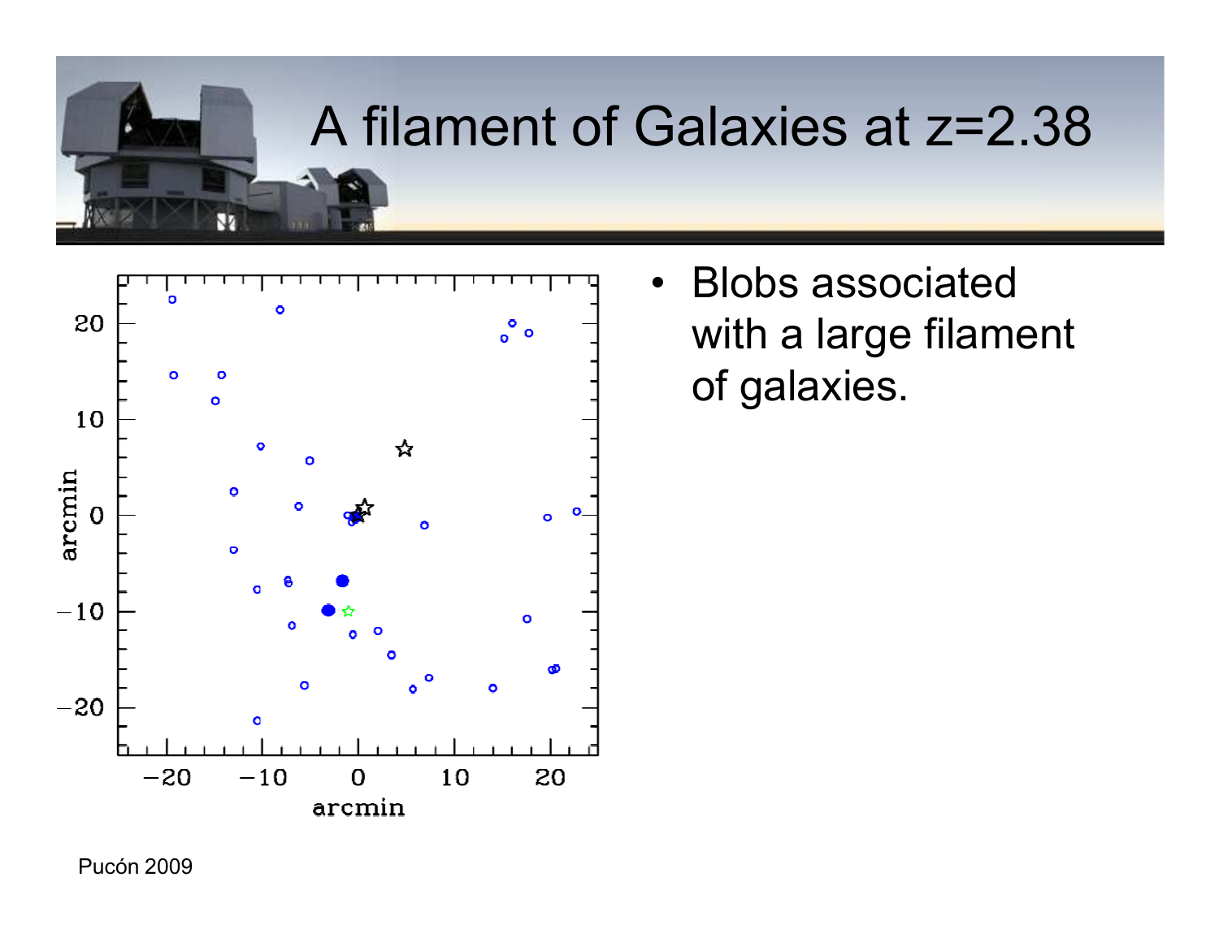# A filament of Galaxies at z=2.38

- Blobs associated with a large filament of galaxies.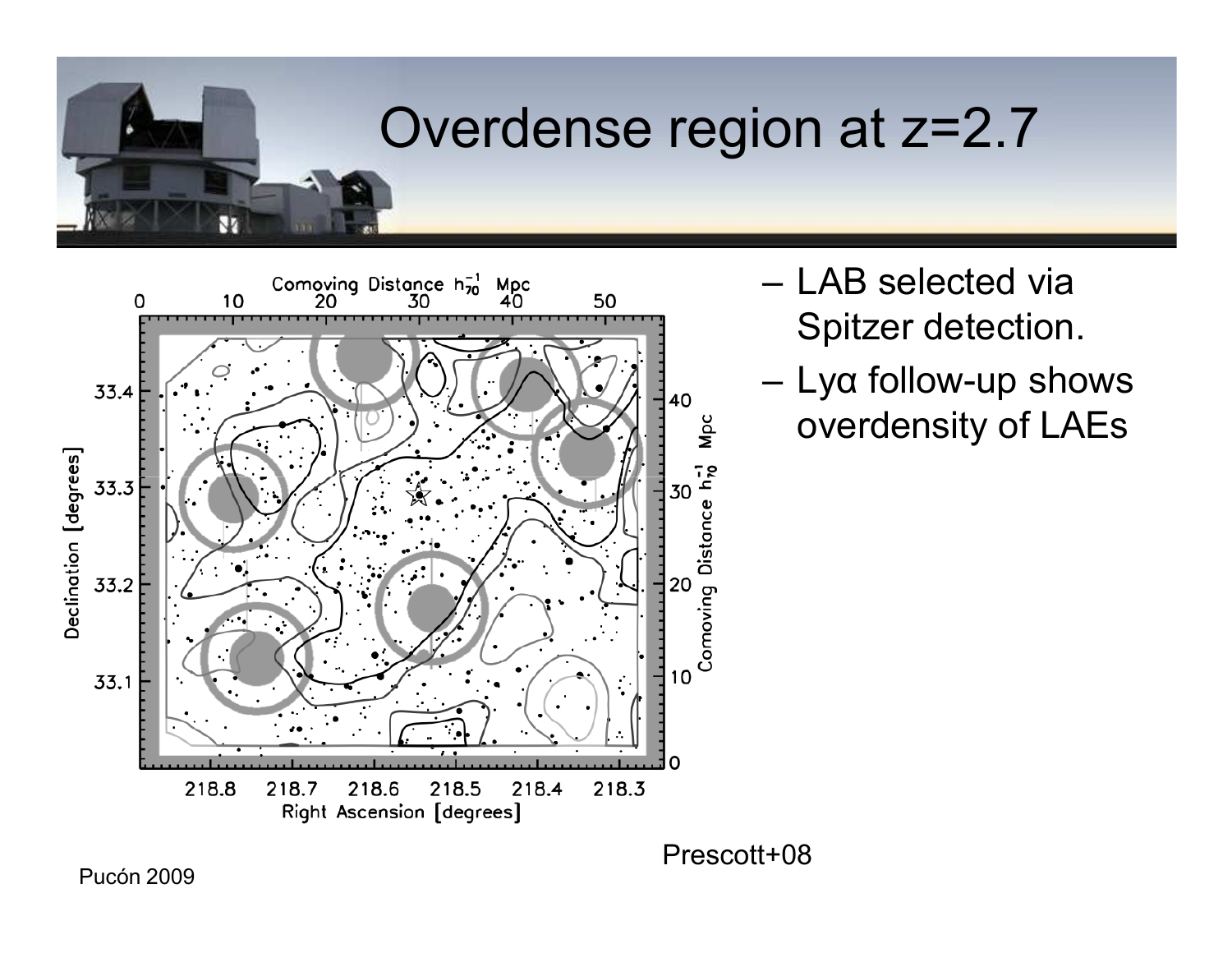# Overdense region at z=2.7

- LAB selected via Spitzer detection.
- Lyα follow-up shows overdensity of LAEs

Prescott+08

Pucón 2009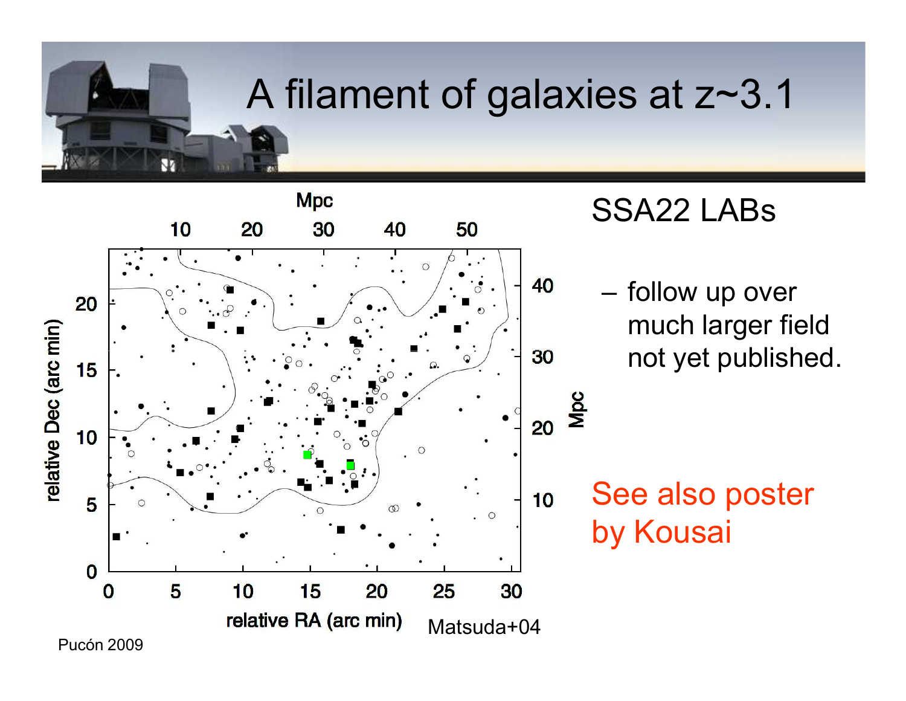# A filament of galaxies at z~3.1

SSA22 LABs

- follow up over much larger field not yet published.

See also poster by Kousai

Matsuda+04

Pucón 2009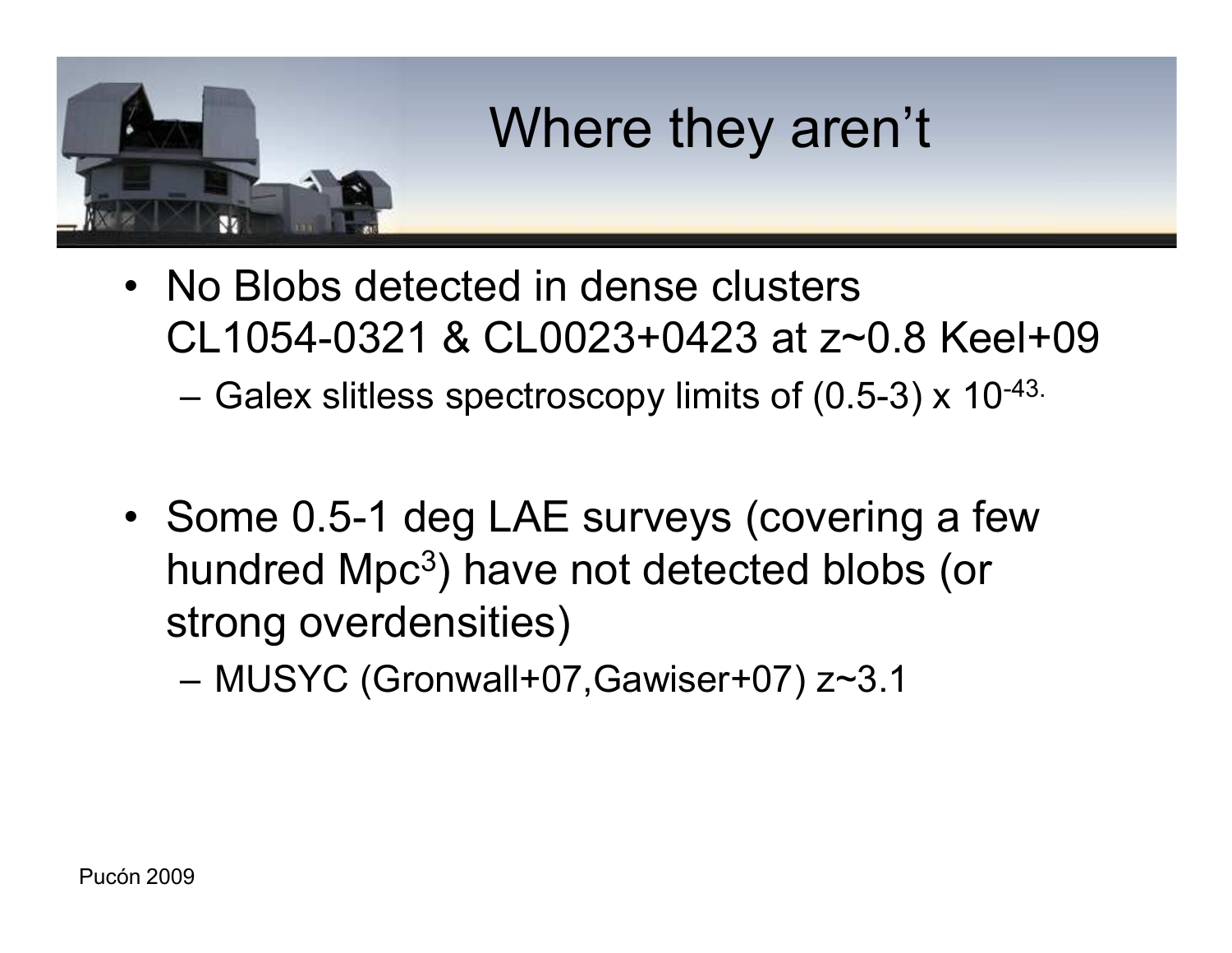# Where they aren't

- No Blobs detected in dense clusters CL1054-0321 & CL0023+0423 at z~0.8 Keel+09
  - Galex slitless spectroscopy limits of (0.5-3) x $10^{-43}$.

- Some 0.5-1 deg LAE surveys (covering a few hundred $Mpc^3$) have not detected blobs (or strong overdensities)
  - MUSYC (Gronwall+07,Gawiser+07) z~3.1

Pucón 2009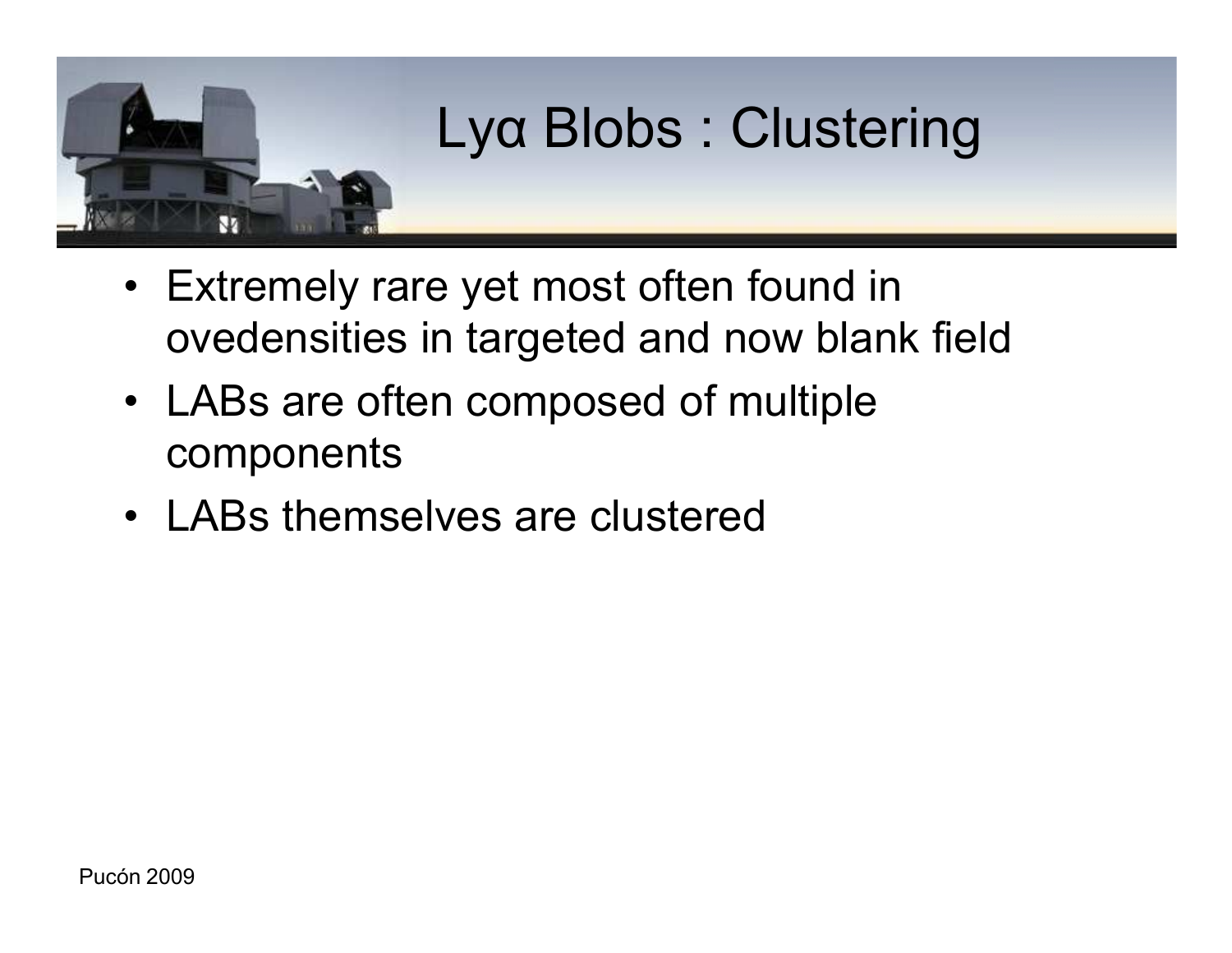# Lyα Blobs : Clustering

- Extremely rare yet most often found in ovedensities in targeted and now blank field
- LABs are often composed of multiple components
- LABs themselves are clustered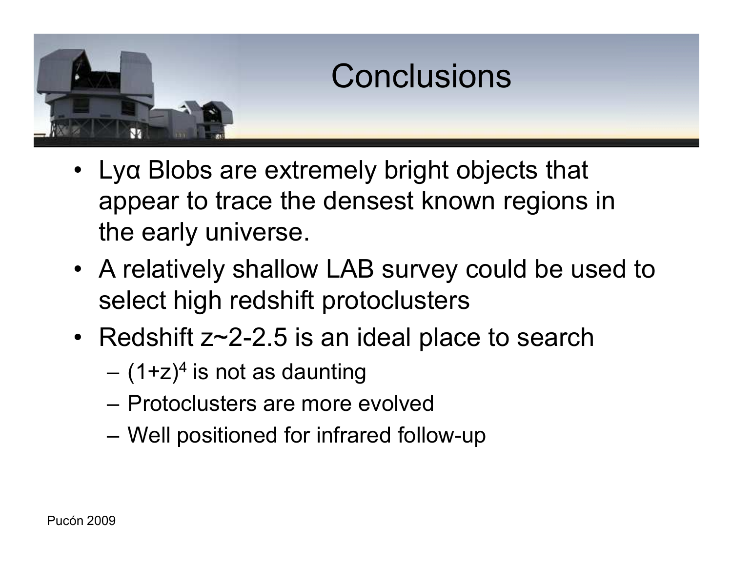# Conclusions

- Lyα Blobs are extremely bright objects that appear to trace the densest known regions in the early universe.
- A relatively shallow LAB survey could be used to select high redshift protoclusters
- Redshift z~2-2.5 is an ideal place to search
  - $(1+z)^4$ is not as daunting
  - Protoclusters are more evolved
  - Well positioned for infrared follow-up